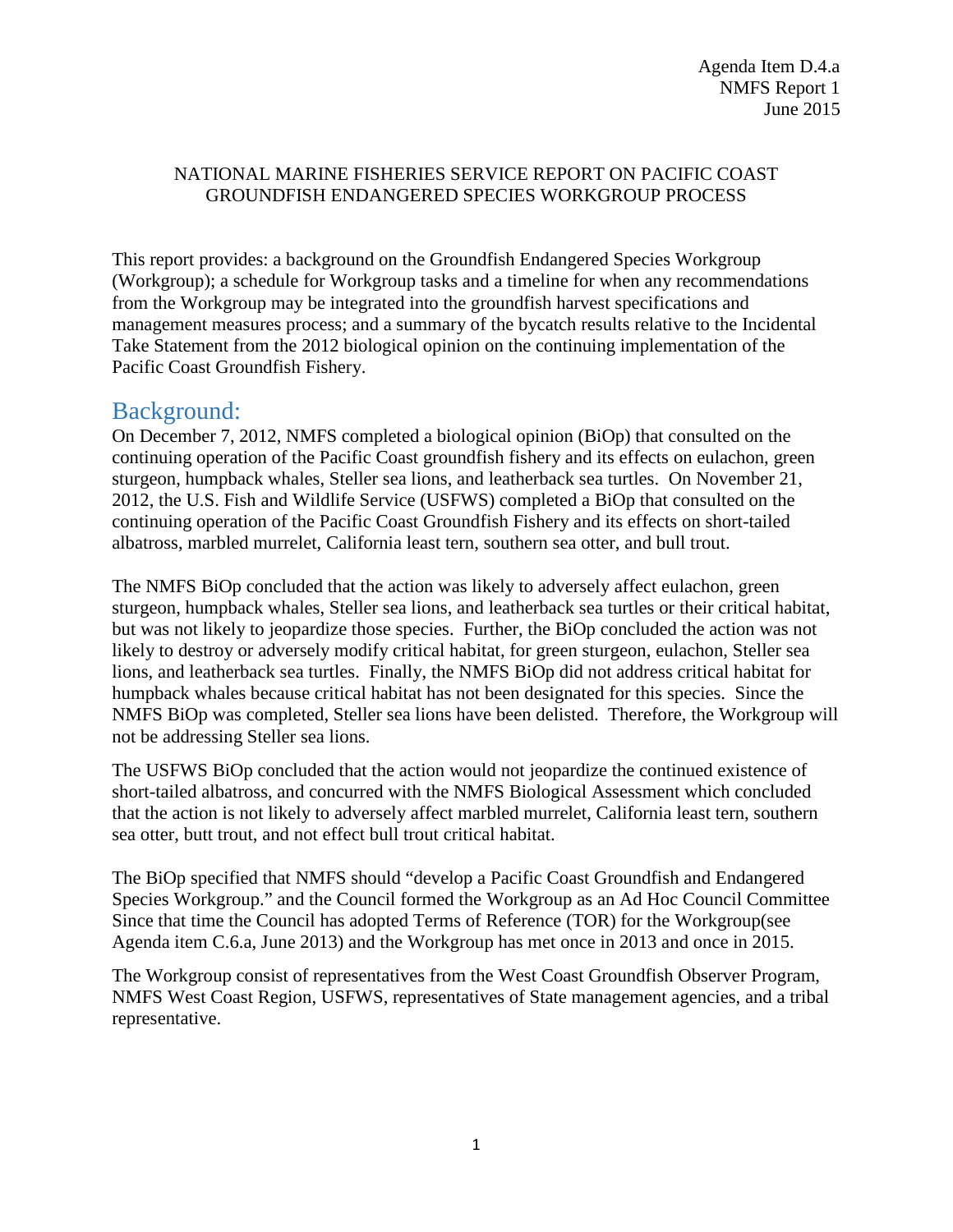Agenda Item D.4.a
NMFS Report 1
June 2015

NATIONAL MARINE FISHERIES SERVICE REPORT ON PACIFIC COAST GROUNDFISH ENDANGERED SPECIES WORKGROUP PROCESS

This report provides: a background on the Groundfish Endangered Species Workgroup (Workgroup); a schedule for Workgroup tasks and a timeline for when any recommendations from the Workgroup may be integrated into the groundfish harvest specifications and management measures process; and a summary of the bycatch results relative to the Incidental Take Statement from the 2012 biological opinion on the continuing implementation of the Pacific Coast Groundfish Fishery.

## Background:

On December 7, 2012, NMFS completed a biological opinion (BiOp) that consulted on the continuing operation of the Pacific Coast groundfish fishery and its effects on eulachon, green sturgeon, humpback whales, Steller sea lions, and leatherback sea turtles. On November 21, 2012, the U.S. Fish and Wildlife Service (USFWS) completed a BiOp that consulted on the continuing operation of the Pacific Coast Groundfish Fishery and its effects on short-tailed albatross, marbled murrelet, California least tern, southern sea otter, and bull trout.

The NMFS BiOp concluded that the action was likely to adversely affect eulachon, green sturgeon, humpback whales, Steller sea lions, and leatherback sea turtles or their critical habitat, but was not likely to jeopardize those species. Further, the BiOp concluded the action was not likely to destroy or adversely modify critical habitat, for green sturgeon, eulachon, Steller sea lions, and leatherback sea turtles. Finally, the NMFS BiOp did not address critical habitat for humpback whales because critical habitat has not been designated for this species. Since the NMFS BiOp was completed, Steller sea lions have been delisted. Therefore, the Workgroup will not be addressing Steller sea lions.

The USFWS BiOp concluded that the action would not jeopardize the continued existence of short-tailed albatross, and concurred with the NMFS Biological Assessment which concluded that the action is not likely to adversely affect marbled murrelet, California least tern, southern sea otter, butt trout, and not effect bull trout critical habitat.

The BiOp specified that NMFS should "develop a Pacific Coast Groundfish and Endangered Species Workgroup." and the Council formed the Workgroup as an Ad Hoc Council Committee Since that time the Council has adopted Terms of Reference (TOR) for the Workgroup(see Agenda item C.6.a, June 2013) and the Workgroup has met once in 2013 and once in 2015.

The Workgroup consist of representatives from the West Coast Groundfish Observer Program, NMFS West Coast Region, USFWS, representatives of State management agencies, and a tribal representative.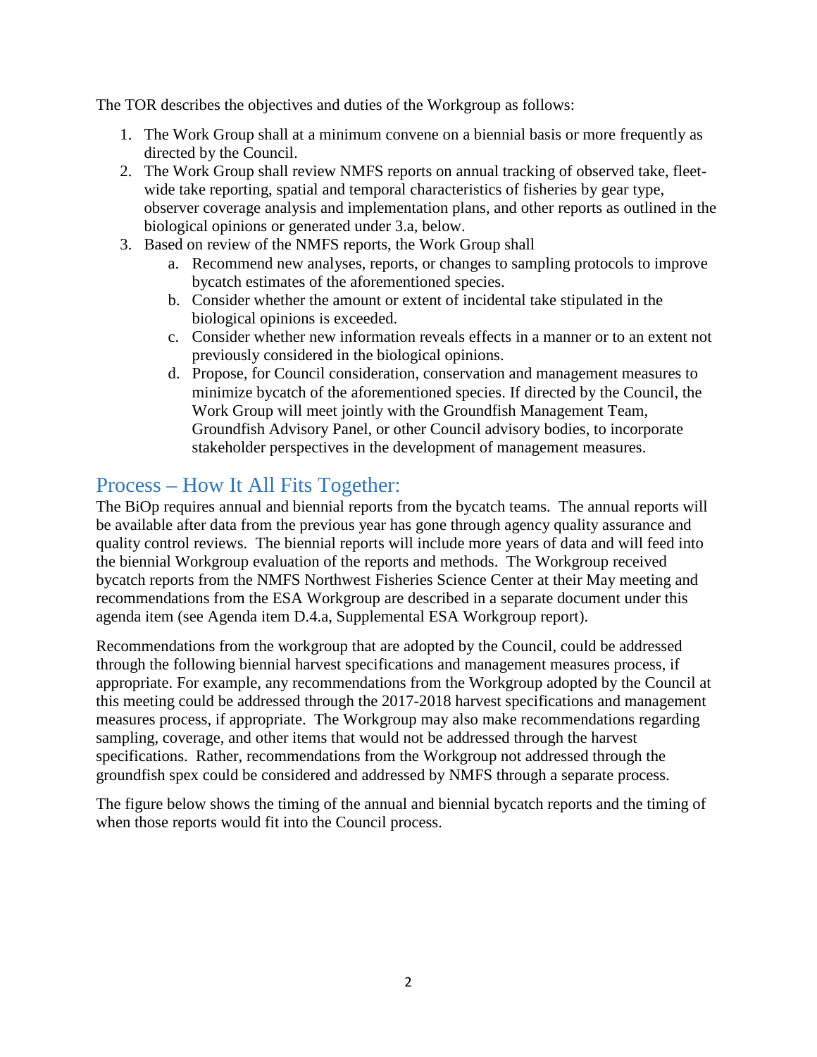The TOR describes the objectives and duties of the Workgroup as follows:

1. The Work Group shall at a minimum convene on a biennial basis or more frequently as directed by the Council.
2. The Work Group shall review NMFS reports on annual tracking of observed take, fleet-wide take reporting, spatial and temporal characteristics of fisheries by gear type, observer coverage analysis and implementation plans, and other reports as outlined in the biological opinions or generated under 3.a, below.
3. Based on review of the NMFS reports, the Work Group shall
    a. Recommend new analyses, reports, or changes to sampling protocols to improve bycatch estimates of the aforementioned species.
    b. Consider whether the amount or extent of incidental take stipulated in the biological opinions is exceeded.
    c. Consider whether new information reveals effects in a manner or to an extent not previously considered in the biological opinions.
    d. Propose, for Council consideration, conservation and management measures to minimize bycatch of the aforementioned species. If directed by the Council, the Work Group will meet jointly with the Groundfish Management Team, Groundfish Advisory Panel, or other Council advisory bodies, to incorporate stakeholder perspectives in the development of management measures.

## Process – How It All Fits Together:

The BiOp requires annual and biennial reports from the bycatch teams. The annual reports will be available after data from the previous year has gone through agency quality assurance and quality control reviews. The biennial reports will include more years of data and will feed into the biennial Workgroup evaluation of the reports and methods. The Workgroup received bycatch reports from the NMFS Northwest Fisheries Science Center at their May meeting and recommendations from the ESA Workgroup are described in a separate document under this agenda item (see Agenda item D.4.a, Supplemental ESA Workgroup report).

Recommendations from the workgroup that are adopted by the Council, could be addressed through the following biennial harvest specifications and management measures process, if appropriate. For example, any recommendations from the Workgroup adopted by the Council at this meeting could be addressed through the 2017-2018 harvest specifications and management measures process, if appropriate. The Workgroup may also make recommendations regarding sampling, coverage, and other items that would not be addressed through the harvest specifications. Rather, recommendations from the Workgroup not addressed through the groundfish spex could be considered and addressed by NMFS through a separate process.

The figure below shows the timing of the annual and biennial bycatch reports and the timing of when those reports would fit into the Council process.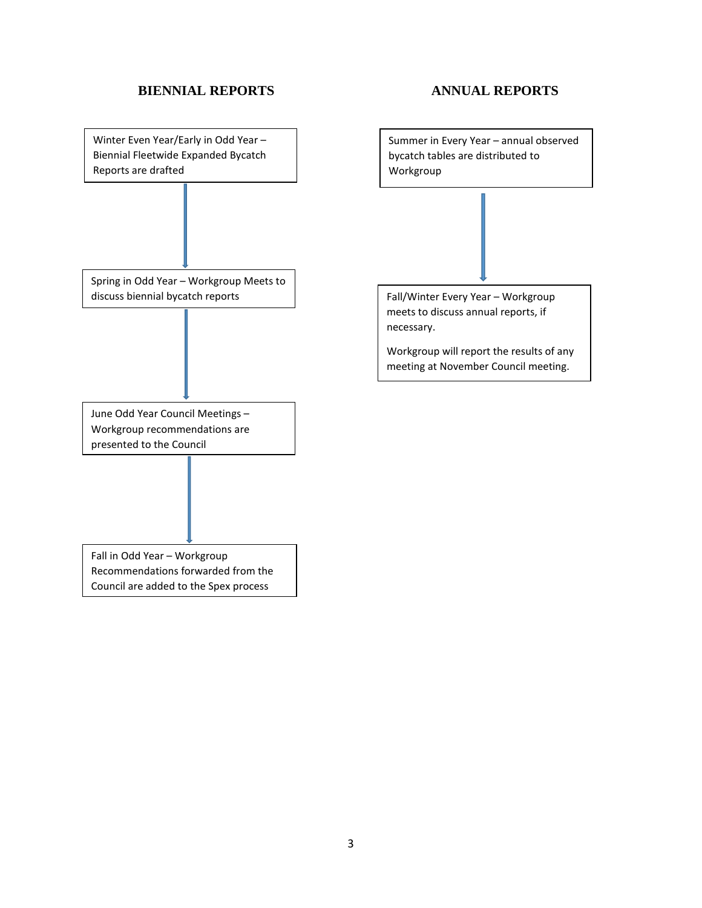## BIENNIAL REPORTS

Winter Even Year/Early in Odd Year – Biennial Fleetwide Expanded Bycatch Reports are drafted

↓

Spring in Odd Year – Workgroup Meets to discuss biennial bycatch reports

↓

June Odd Year Council Meetings – Workgroup recommendations are presented to the Council

↓

Fall in Odd Year – Workgroup Recommendations forwarded from the Council are added to the Spex process

## ANNUAL REPORTS

Summer in Every Year – annual observed bycatch tables are distributed to Workgroup

↓

Fall/Winter Every Year – Workgroup meets to discuss annual reports, if necessary.

Workgroup will report the results of any meeting at November Council meeting.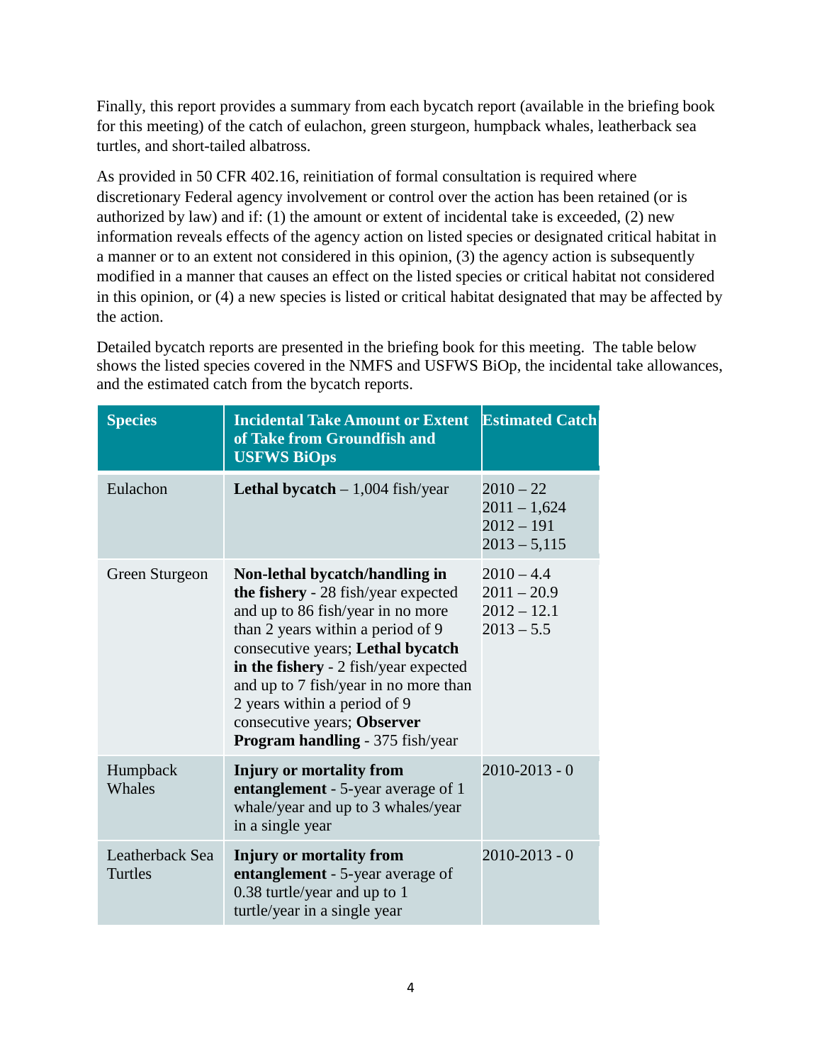Finally, this report provides a summary from each bycatch report (available in the briefing book for this meeting) of the catch of eulachon, green sturgeon, humpback whales, leatherback sea turtles, and short-tailed albatross.

As provided in 50 CFR 402.16, reinitiation of formal consultation is required where discretionary Federal agency involvement or control over the action has been retained (or is authorized by law) and if: (1) the amount or extent of incidental take is exceeded, (2) new information reveals effects of the agency action on listed species or designated critical habitat in a manner or to an extent not considered in this opinion, (3) the agency action is subsequently modified in a manner that causes an effect on the listed species or critical habitat not considered in this opinion, or (4) a new species is listed or critical habitat designated that may be affected by the action.

Detailed bycatch reports are presented in the briefing book for this meeting. The table below shows the listed species covered in the NMFS and USFWS BiOp, the incidental take allowances, and the estimated catch from the bycatch reports.

| Species | Incidental Take Amount or Extent of Take from Groundfish and USFWS BiOps | Estimated Catch |
|---|---|---|
| Eulachon | **Lethal bycatch** – 1,004 fish/year | 2010 – 22<br>2011 – 1,624<br>2012 – 191<br>2013 – 5,115 |
| Green Sturgeon | **Non-lethal bycatch/handling in the fishery** - 28 fish/year expected and up to 86 fish/year in no more than 2 years within a period of 9 consecutive years; **Lethal bycatch in the fishery** - 2 fish/year expected and up to 7 fish/year in no more than 2 years within a period of 9 consecutive years; **Observer Program handling** - 375 fish/year | 2010 – 4.4<br>2011 – 20.9<br>2012 – 12.1<br>2013 – 5.5 |
| Humpback Whales | **Injury or mortality from entanglement** - 5-year average of 1 whale/year and up to 3 whales/year in a single year | 2010-2013 - 0 |
| Leatherback Sea Turtles | **Injury or mortality from entanglement** - 5-year average of 0.38 turtle/year and up to 1 turtle/year in a single year | 2010-2013 - 0 |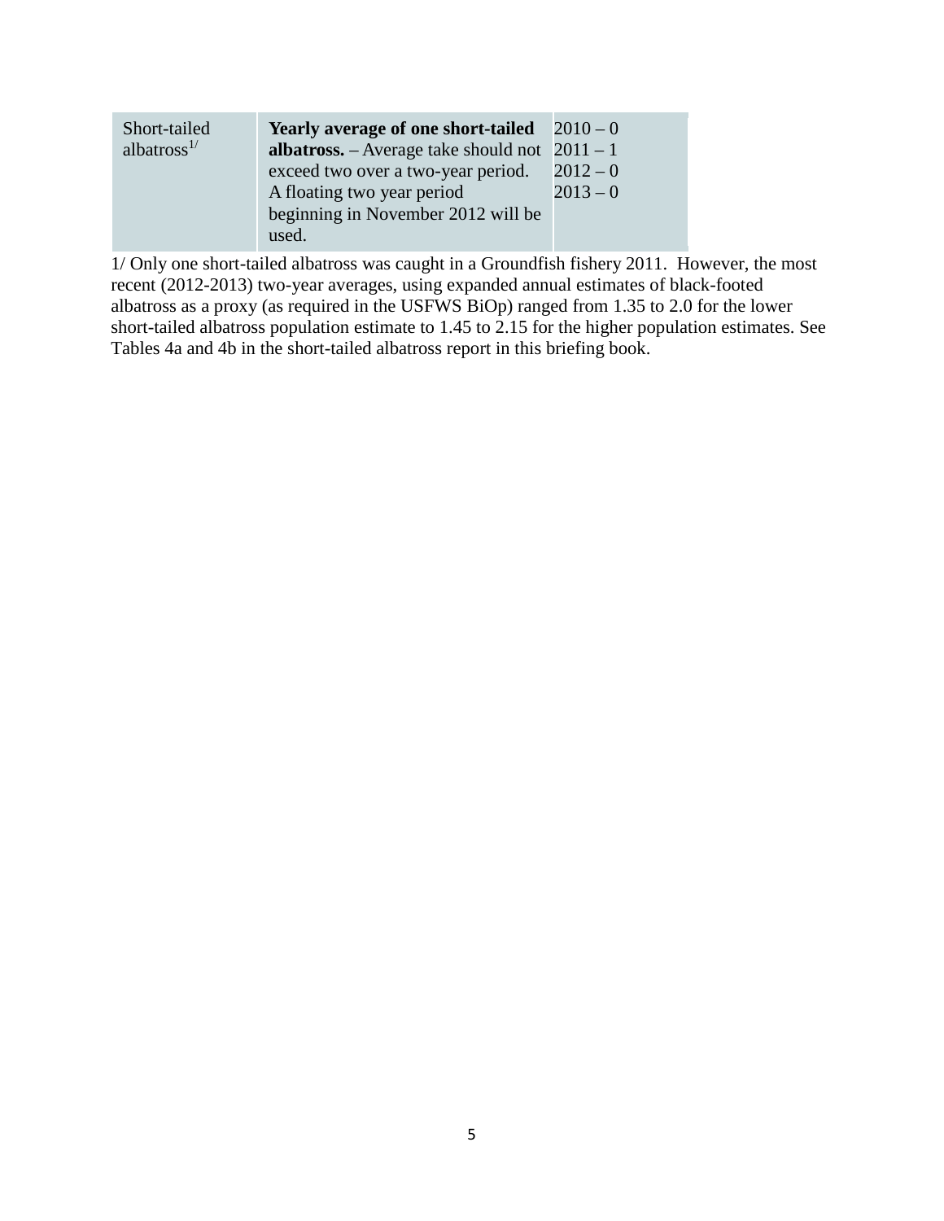| | | |
|---|---|---|
| Short-tailed albatross[1/] | **Yearly average of one short-tailed albatross.** – Average take should not exceed two over a two-year period. A floating two year period beginning in November 2012 will be used. | 2010 – 0<br>2011 – 1<br>2012 – 0<br>2013 – 0 |

1/ Only one short-tailed albatross was caught in a Groundfish fishery 2011. However, the most recent (2012-2013) two-year averages, using expanded annual estimates of black-footed albatross as a proxy (as required in the USFWS BiOp) ranged from 1.35 to 2.0 for the lower short-tailed albatross population estimate to 1.45 to 2.15 for the higher population estimates. See Tables 4a and 4b in the short-tailed albatross report in this briefing book.